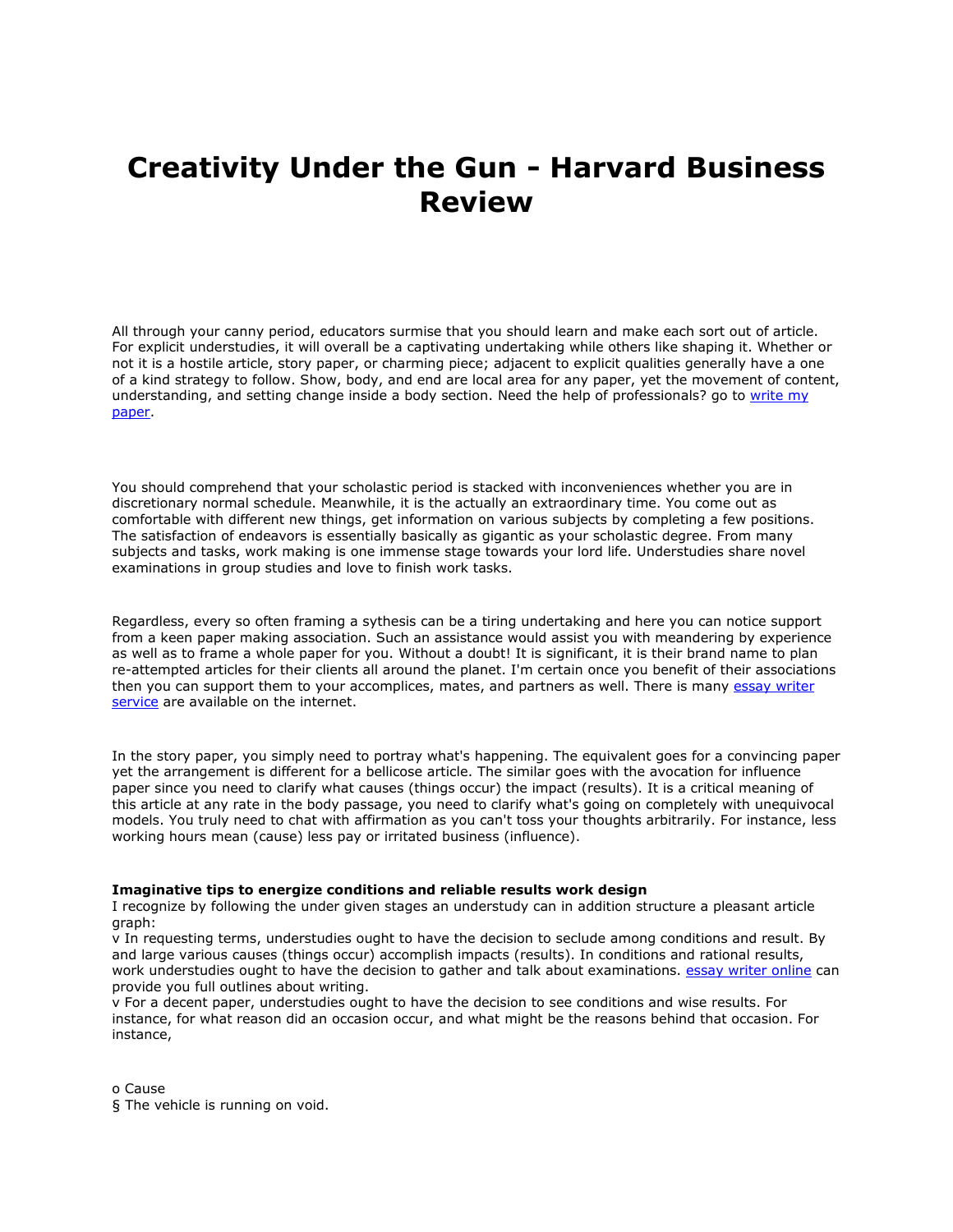# Creativity Under the Gun - Harvard Business Review

All through your canny period, educators surmise that you should learn and make each sort out of article. For explicit understudies, it will overall be a captivating undertaking while others like shaping it. Whether or not it is a hostile article, story paper, or charming piece; adjacent to explicit qualities generally have a one of a kind strategy to follow. Show, body, and end are local area for any paper, yet the movement of content, understanding, and setting change inside a body section. Need the help of professionals? go to [write my paper](write my paper).

You should comprehend that your scholastic period is stacked with inconveniences whether you are in discretionary normal schedule. Meanwhile, it is the actually an extraordinary time. You come out as comfortable with different new things, get information on various subjects by completing a few positions. The satisfaction of endeavors is essentially basically as gigantic as your scholastic degree. From many subjects and tasks, work making is one immense stage towards your lord life. Understudies share novel examinations in group studies and love to finish work tasks.

Regardless, every so often framing a sythesis can be a tiring undertaking and here you can notice support from a keen paper making association. Such an assistance would assist you with meandering by experience as well as to frame a whole paper for you. Without a doubt! It is significant, it is their brand name to plan re-attempted articles for their clients all around the planet. I'm certain once you benefit of their associations then you can support them to your accomplices, mates, and partners as well. There is many [essay writer service](essay writer service) are available on the internet.

In the story paper, you simply need to portray what's happening. The equivalent goes for a convincing paper yet the arrangement is different for a bellicose article. The similar goes with the avocation for influence paper since you need to clarify what causes (things occur) the impact (results). It is a critical meaning of this article at any rate in the body passage, you need to clarify what's going on completely with unequivocal models. You truly need to chat with affirmation as you can't toss your thoughts arbitrarily. For instance, less working hours mean (cause) less pay or irritated business (influence).

**Imaginative tips to energize conditions and reliable results work design**

I recognize by following the under given stages an understudy can in addition structure a pleasant article graph:

v In requesting terms, understudies ought to have the decision to seclude among conditions and result. By and large various causes (things occur) accomplish impacts (results). In conditions and rational results, work understudies ought to have the decision to gather and talk about examinations. [essay writer online](essay writer online) can provide you full outlines about writing.

v For a decent paper, understudies ought to have the decision to see conditions and wise results. For instance, for what reason did an occasion occur, and what might be the reasons behind that occasion. For instance,

o Cause

§ The vehicle is running on void.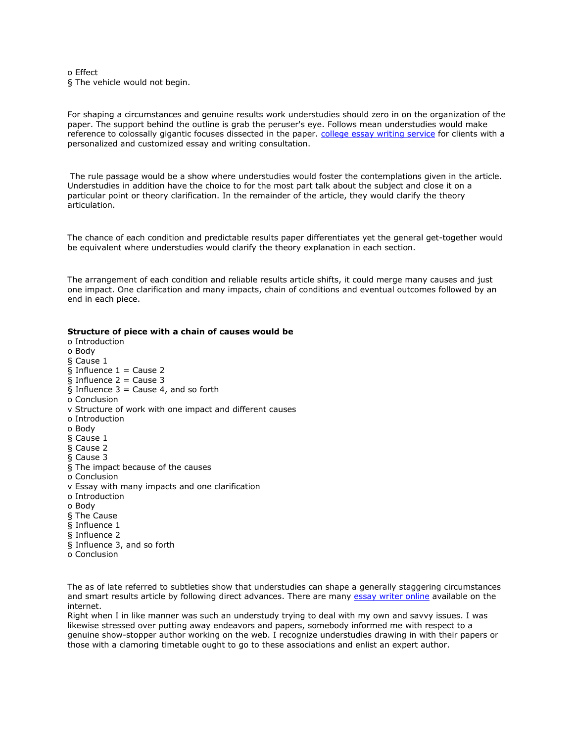o Effect

§ The vehicle would not begin.

For shaping a circumstances and genuine results work understudies should zero in on the organization of the paper. The support behind the outline is grab the peruser's eye. Follows mean understudies would make reference to colossally gigantic focuses dissected in the paper. [college essay writing service]() for clients with a personalized and customized essay and writing consultation.

The rule passage would be a show where understudies would foster the contemplations given in the article. Understudies in addition have the choice to for the most part talk about the subject and close it on a particular point or theory clarification. In the remainder of the article, they would clarify the theory articulation.

The chance of each condition and predictable results paper differentiates yet the general get-together would be equivalent where understudies would clarify the theory explanation in each section.

The arrangement of each condition and reliable results article shifts, it could merge many causes and just one impact. One clarification and many impacts, chain of conditions and eventual outcomes followed by an end in each piece.

**Structure of piece with a chain of causes would be**

o Introduction

o Body

§ Cause 1

§ Influence 1 = Cause 2

§ Influence 2 = Cause 3

§ Influence 3 = Cause 4, and so forth

o Conclusion

v Structure of work with one impact and different causes

o Introduction

o Body

§ Cause 1

§ Cause 2

§ Cause 3

§ The impact because of the causes

o Conclusion

v Essay with many impacts and one clarification

o Introduction

o Body

§ The Cause

§ Influence 1

§ Influence 2

§ Influence 3, and so forth

o Conclusion

The as of late referred to subtleties show that understudies can shape a generally staggering circumstances and smart results article by following direct advances. There are many [essay writer online]() available on the internet.

Right when I in like manner was such an understudy trying to deal with my own and savvy issues. I was likewise stressed over putting away endeavors and papers, somebody informed me with respect to a genuine show-stopper author working on the web. I recognize understudies drawing in with their papers or those with a clamoring timetable ought to go to these associations and enlist an expert author.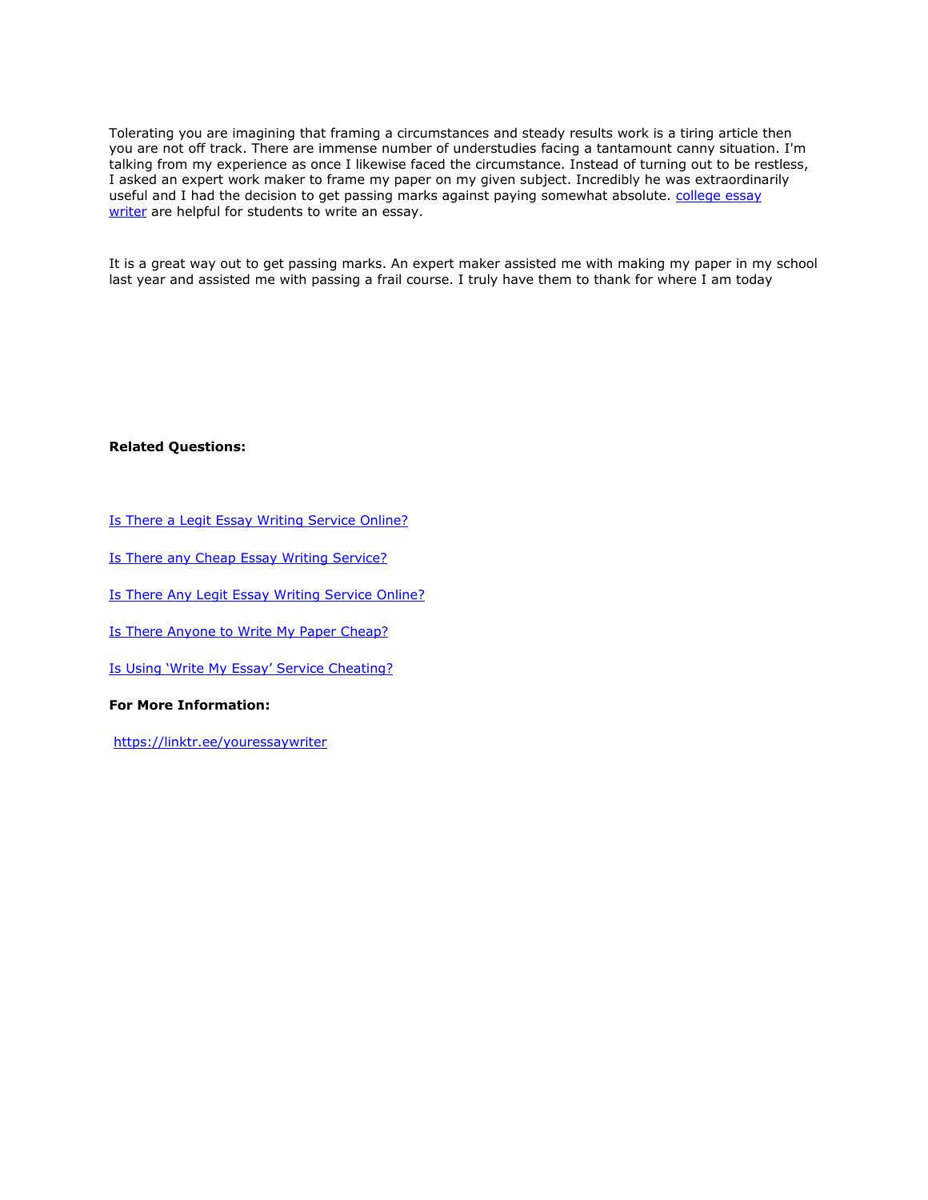Tolerating you are imagining that framing a circumstances and steady results work is a tiring article then you are not off track. There are immense number of understudies facing a tantamount canny situation. I'm talking from my experience as once I likewise faced the circumstance. Instead of turning out to be restless, I asked an expert work maker to frame my paper on my given subject. Incredibly he was extraordinarily useful and I had the decision to get passing marks against paying somewhat absolute. [college essay writer] are helpful for students to write an essay.

It is a great way out to get passing marks. An expert maker assisted me with making my paper in my school last year and assisted me with passing a frail course. I truly have them to thank for where I am today

**Related Questions:**

[Is There a Legit Essay Writing Service Online?]

[Is There any Cheap Essay Writing Service?]

[Is There Any Legit Essay Writing Service Online?]

[Is There Anyone to Write My Paper Cheap?]

[Is Using 'Write My Essay' Service Cheating?]

**For More Information:**

https://linktr.ee/youressaywriter